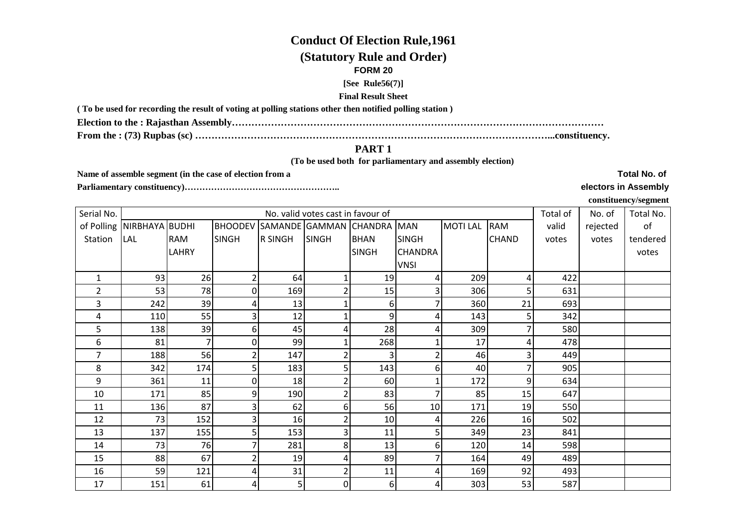# Conduct Of Election Rule,1961

## (Statutory Rule and Order)

### FORM 20

**[See Rule56(7)]**

**Final Result Sheet**

**( To be used for recording the result of voting at polling stations other then notified polling station )**

**Election to the : Rajasthan Assembly…………………………………………………………………………………………………**

**From the : (73) Rupbas (sc) ……………………………………………………………………………………………..constituency.**

## PART 1

**(To be used both for parliamentary and assembly election)**

**Name of assemble segment (in the case of election from a Parliamentary constituency)……………………………………………..**

**Total No. of electors in Assembly constituency/segment**

| Serial No. of Polling Station | No. valid votes cast in favour of | | | | | | | | | Total of valid votes | No. of rejected votes | Total No. of tendered votes |
|---|---|---|---|---|---|---|---|---|---|---|---|---|
| | NIRBHAYA LAL | BUDHI RAM LAHRY | BHOODEV SINGH | SAMANDER SINGH | GAMMAN SINGH | CHANDRA BHAN SINGH | MAN SINGH CHANDRAVNSI | MOTI LAL | RAM CHAND | | | |
| 1 | 93 | 26 | 2 | 64 | 1 | 19 | 4 | 209 | 4 | 422 | | |
| 2 | 53 | 78 | 0 | 169 | 2 | 15 | 3 | 306 | 5 | 631 | | |
| 3 | 242 | 39 | 4 | 13 | 1 | 6 | 7 | 360 | 21 | 693 | | |
| 4 | 110 | 55 | 3 | 12 | 1 | 9 | 4 | 143 | 5 | 342 | | |
| 5 | 138 | 39 | 6 | 45 | 4 | 28 | 4 | 309 | 7 | 580 | | |
| 6 | 81 | 7 | 0 | 99 | 1 | 268 | 1 | 17 | 4 | 478 | | |
| 7 | 188 | 56 | 2 | 147 | 2 | 3 | 2 | 46 | 3 | 449 | | |
| 8 | 342 | 174 | 5 | 183 | 5 | 143 | 6 | 40 | 7 | 905 | | |
| 9 | 361 | 11 | 0 | 18 | 2 | 60 | 1 | 172 | 9 | 634 | | |
| 10 | 171 | 85 | 9 | 190 | 2 | 83 | 7 | 85 | 15 | 647 | | |
| 11 | 136 | 87 | 3 | 62 | 6 | 56 | 10 | 171 | 19 | 550 | | |
| 12 | 73 | 152 | 3 | 16 | 2 | 10 | 4 | 226 | 16 | 502 | | |
| 13 | 137 | 155 | 5 | 153 | 3 | 11 | 5 | 349 | 23 | 841 | | |
| 14 | 73 | 76 | 7 | 281 | 8 | 13 | 6 | 120 | 14 | 598 | | |
| 15 | 88 | 67 | 2 | 19 | 4 | 89 | 7 | 164 | 49 | 489 | | |
| 16 | 59 | 121 | 4 | 31 | 2 | 11 | 4 | 169 | 92 | 493 | | |
| 17 | 151 | 61 | 4 | 5 | 0 | 6 | 4 | 303 | 53 | 587 | | |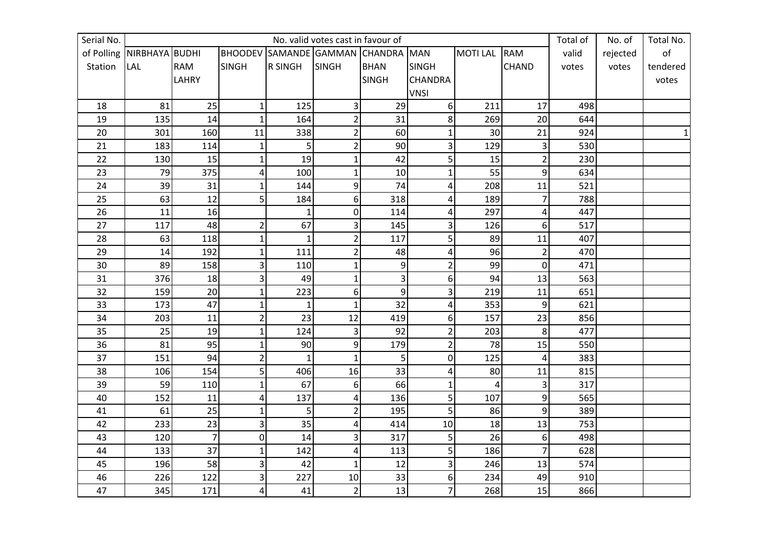| Serial No. of Polling Station | No. valid votes cast in favour of | | | | | | | | | Total of valid votes | No. of rejected votes | Total No. of tendered votes |
|---|---|---|---|---|---|---|---|---|---|---|---|---|
| | NIRBHAYA LAL | BUDHI RAM LAHRY | BHOODEV SINGH | SAMANDER SINGH | GAMMAN SINGH | CHANDRA BHAN SINGH | MAN SINGH CHANDRA VNSI | MOTI LAL | RAM CHAND | | | |
| 18 | 81 | 25 | 1 | 125 | 3 | 29 | 6 | 211 | 17 | 498 | | |
| 19 | 135 | 14 | 1 | 164 | 2 | 31 | 8 | 269 | 20 | 644 | | |
| 20 | 301 | 160 | 11 | 338 | 2 | 60 | 1 | 30 | 21 | 924 | | 1 |
| 21 | 183 | 114 | 1 | 5 | 2 | 90 | 3 | 129 | 3 | 530 | | |
| 22 | 130 | 15 | 1 | 19 | 1 | 42 | 5 | 15 | 2 | 230 | | |
| 23 | 79 | 375 | 4 | 100 | 1 | 10 | 1 | 55 | 9 | 634 | | |
| 24 | 39 | 31 | 1 | 144 | 9 | 74 | 4 | 208 | 11 | 521 | | |
| 25 | 63 | 12 | 5 | 184 | 6 | 318 | 4 | 189 | 7 | 788 | | |
| 26 | 11 | 16 | | 1 | 0 | 114 | 4 | 297 | 4 | 447 | | |
| 27 | 117 | 48 | 2 | 67 | 3 | 145 | 3 | 126 | 6 | 517 | | |
| 28 | 63 | 118 | 1 | 1 | 2 | 117 | 5 | 89 | 11 | 407 | | |
| 29 | 14 | 192 | 1 | 111 | 2 | 48 | 4 | 96 | 2 | 470 | | |
| 30 | 89 | 158 | 3 | 110 | 1 | 9 | 2 | 99 | 0 | 471 | | |
| 31 | 376 | 18 | 3 | 49 | 1 | 3 | 6 | 94 | 13 | 563 | | |
| 32 | 159 | 20 | 1 | 223 | 6 | 9 | 3 | 219 | 11 | 651 | | |
| 33 | 173 | 47 | 1 | 1 | 1 | 32 | 4 | 353 | 9 | 621 | | |
| 34 | 203 | 11 | 2 | 23 | 12 | 419 | 6 | 157 | 23 | 856 | | |
| 35 | 25 | 19 | 1 | 124 | 3 | 92 | 2 | 203 | 8 | 477 | | |
| 36 | 81 | 95 | 1 | 90 | 9 | 179 | 2 | 78 | 15 | 550 | | |
| 37 | 151 | 94 | 2 | 1 | 1 | 5 | 0 | 125 | 4 | 383 | | |
| 38 | 106 | 154 | 5 | 406 | 16 | 33 | 4 | 80 | 11 | 815 | | |
| 39 | 59 | 110 | 1 | 67 | 6 | 66 | 1 | 4 | 3 | 317 | | |
| 40 | 152 | 11 | 4 | 137 | 4 | 136 | 5 | 107 | 9 | 565 | | |
| 41 | 61 | 25 | 1 | 5 | 2 | 195 | 5 | 86 | 9 | 389 | | |
| 42 | 233 | 23 | 3 | 35 | 4 | 414 | 10 | 18 | 13 | 753 | | |
| 43 | 120 | 7 | 0 | 14 | 3 | 317 | 5 | 26 | 6 | 498 | | |
| 44 | 133 | 37 | 1 | 142 | 4 | 113 | 5 | 186 | 7 | 628 | | |
| 45 | 196 | 58 | 3 | 42 | 1 | 12 | 3 | 246 | 13 | 574 | | |
| 46 | 226 | 122 | 3 | 227 | 10 | 33 | 6 | 234 | 49 | 910 | | |
| 47 | 345 | 171 | 4 | 41 | 2 | 13 | 7 | 268 | 15 | 866 | | |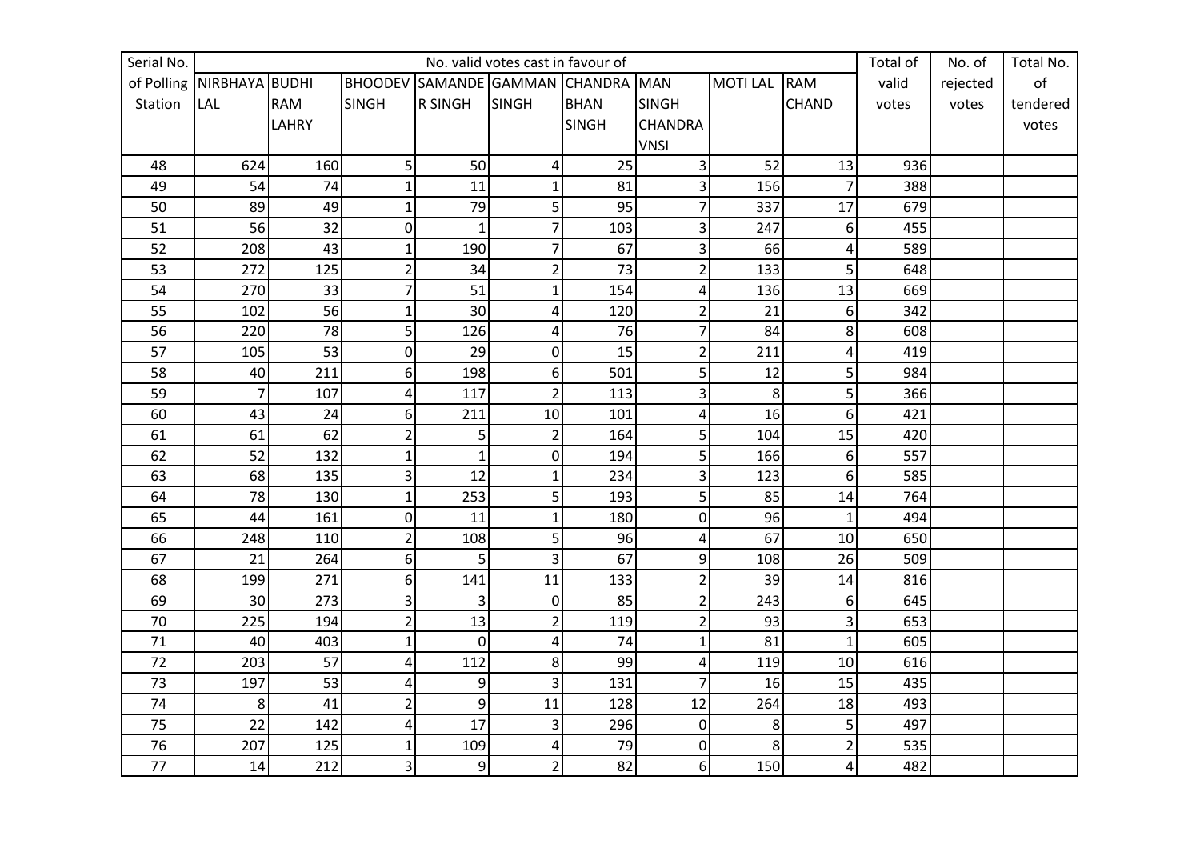| Serial No. of Polling Station | No. valid votes cast in favour of | | | | | | | | | Total of valid votes | No. of rejected votes | Total No. of tendered votes |
|---|---|---|---|---|---|---|---|---|---|---|---|---|
| | NIRBHAYA LAL | BUDHI RAM LAHRY | BHOODEV SINGH | SAMANDER SINGH | GAMMAN SINGH | CHANDRA BHAN SINGH | MAN SINGH CHANDRA VNSI | MOTI LAL | RAM CHAND | | | |
| 48 | 624 | 160 | 5 | 50 | 4 | 25 | 3 | 52 | 13 | 936 | | |
| 49 | 54 | 74 | 1 | 11 | 1 | 81 | 3 | 156 | 7 | 388 | | |
| 50 | 89 | 49 | 1 | 79 | 5 | 95 | 7 | 337 | 17 | 679 | | |
| 51 | 56 | 32 | 0 | 1 | 7 | 103 | 3 | 247 | 6 | 455 | | |
| 52 | 208 | 43 | 1 | 190 | 7 | 67 | 3 | 66 | 4 | 589 | | |
| 53 | 272 | 125 | 2 | 34 | 2 | 73 | 2 | 133 | 5 | 648 | | |
| 54 | 270 | 33 | 7 | 51 | 1 | 154 | 4 | 136 | 13 | 669 | | |
| 55 | 102 | 56 | 1 | 30 | 4 | 120 | 2 | 21 | 6 | 342 | | |
| 56 | 220 | 78 | 5 | 126 | 4 | 76 | 7 | 84 | 8 | 608 | | |
| 57 | 105 | 53 | 0 | 29 | 0 | 15 | 2 | 211 | 4 | 419 | | |
| 58 | 40 | 211 | 6 | 198 | 6 | 501 | 5 | 12 | 5 | 984 | | |
| 59 | 7 | 107 | 4 | 117 | 2 | 113 | 3 | 8 | 5 | 366 | | |
| 60 | 43 | 24 | 6 | 211 | 10 | 101 | 4 | 16 | 6 | 421 | | |
| 61 | 61 | 62 | 2 | 5 | 2 | 164 | 5 | 104 | 15 | 420 | | |
| 62 | 52 | 132 | 1 | 1 | 0 | 194 | 5 | 166 | 6 | 557 | | |
| 63 | 68 | 135 | 3 | 12 | 1 | 234 | 3 | 123 | 6 | 585 | | |
| 64 | 78 | 130 | 1 | 253 | 5 | 193 | 5 | 85 | 14 | 764 | | |
| 65 | 44 | 161 | 0 | 11 | 1 | 180 | 0 | 96 | 1 | 494 | | |
| 66 | 248 | 110 | 2 | 108 | 5 | 96 | 4 | 67 | 10 | 650 | | |
| 67 | 21 | 264 | 6 | 5 | 3 | 67 | 9 | 108 | 26 | 509 | | |
| 68 | 199 | 271 | 6 | 141 | 11 | 133 | 2 | 39 | 14 | 816 | | |
| 69 | 30 | 273 | 3 | 3 | 0 | 85 | 2 | 243 | 6 | 645 | | |
| 70 | 225 | 194 | 2 | 13 | 2 | 119 | 2 | 93 | 3 | 653 | | |
| 71 | 40 | 403 | 1 | 0 | 4 | 74 | 1 | 81 | 1 | 605 | | |
| 72 | 203 | 57 | 4 | 112 | 8 | 99 | 4 | 119 | 10 | 616 | | |
| 73 | 197 | 53 | 4 | 9 | 3 | 131 | 7 | 16 | 15 | 435 | | |
| 74 | 8 | 41 | 2 | 9 | 11 | 128 | 12 | 264 | 18 | 493 | | |
| 75 | 22 | 142 | 4 | 17 | 3 | 296 | 0 | 8 | 5 | 497 | | |
| 76 | 207 | 125 | 1 | 109 | 4 | 79 | 0 | 8 | 2 | 535 | | |
| 77 | 14 | 212 | 3 | 9 | 2 | 82 | 6 | 150 | 4 | 482 | | |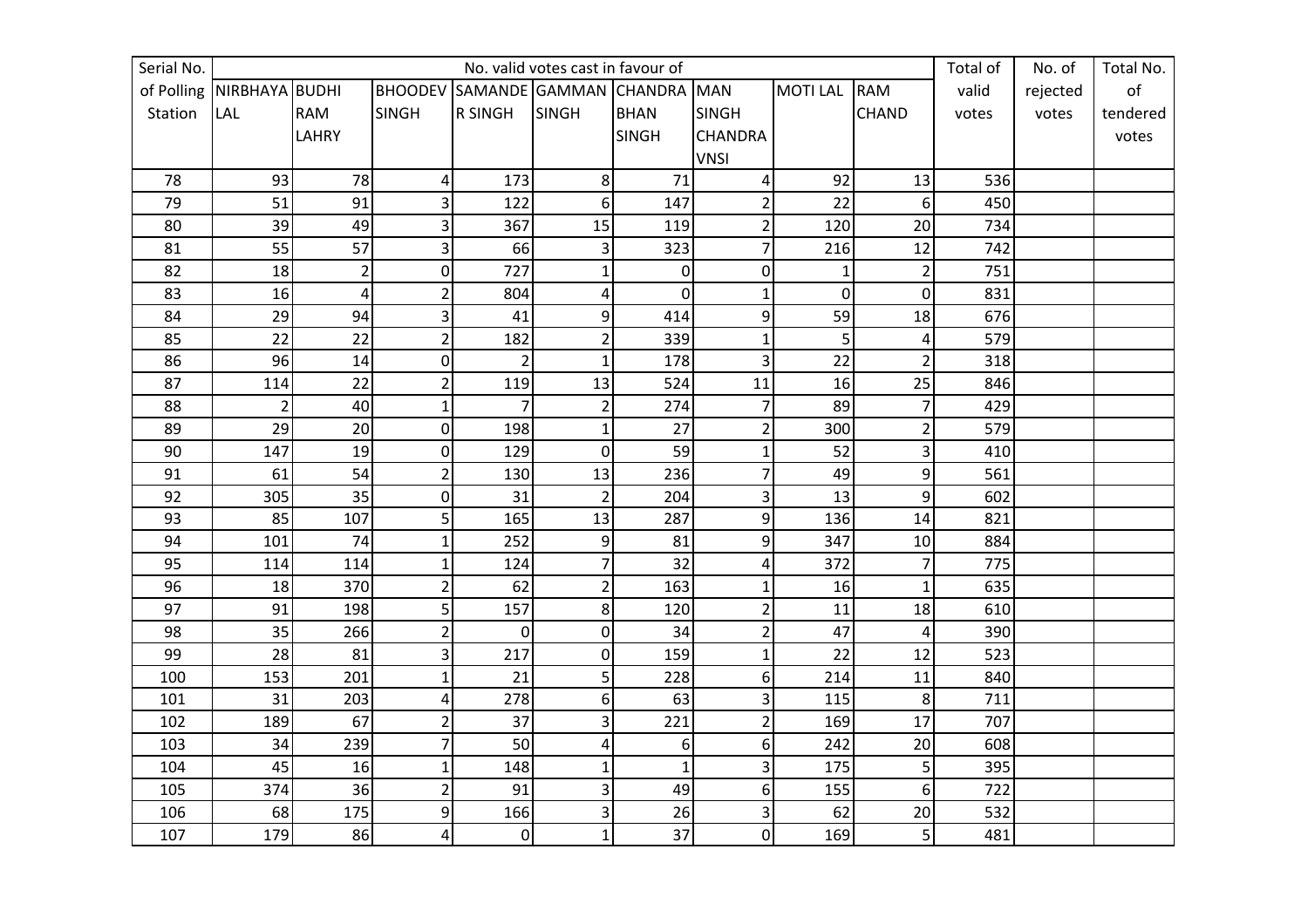| Serial No. of Polling Station | No. valid votes cast in favour of | | | | | | | | | Total of valid votes | No. of rejected votes | Total No. of tendered votes |
|---|---|---|---|---|---|---|---|---|---|---|---|---|
| | NIRBHAYA LAL | BUDHI RAM LAHRY | BHOODEV SINGH | SAMANDER SINGH | GAMMAN SINGH | CHANDRA BHAN SINGH | MAN SINGH CHANDRA VNSI | MOTI LAL | RAM CHAND | | | |
| 78 | 93 | 78 | 4 | 173 | 8 | 71 | 4 | 92 | 13 | 536 | | |
| 79 | 51 | 91 | 3 | 122 | 6 | 147 | 2 | 22 | 6 | 450 | | |
| 80 | 39 | 49 | 3 | 367 | 15 | 119 | 2 | 120 | 20 | 734 | | |
| 81 | 55 | 57 | 3 | 66 | 3 | 323 | 7 | 216 | 12 | 742 | | |
| 82 | 18 | 2 | 0 | 727 | 1 | 0 | 0 | 1 | 2 | 751 | | |
| 83 | 16 | 4 | 2 | 804 | 4 | 0 | 1 | 0 | 0 | 831 | | |
| 84 | 29 | 94 | 3 | 41 | 9 | 414 | 9 | 59 | 18 | 676 | | |
| 85 | 22 | 22 | 2 | 182 | 2 | 339 | 1 | 5 | 4 | 579 | | |
| 86 | 96 | 14 | 0 | 2 | 1 | 178 | 3 | 22 | 2 | 318 | | |
| 87 | 114 | 22 | 2 | 119 | 13 | 524 | 11 | 16 | 25 | 846 | | |
| 88 | 2 | 40 | 1 | 7 | 2 | 274 | 7 | 89 | 7 | 429 | | |
| 89 | 29 | 20 | 0 | 198 | 1 | 27 | 2 | 300 | 2 | 579 | | |
| 90 | 147 | 19 | 0 | 129 | 0 | 59 | 1 | 52 | 3 | 410 | | |
| 91 | 61 | 54 | 2 | 130 | 13 | 236 | 7 | 49 | 9 | 561 | | |
| 92 | 305 | 35 | 0 | 31 | 2 | 204 | 3 | 13 | 9 | 602 | | |
| 93 | 85 | 107 | 5 | 165 | 13 | 287 | 9 | 136 | 14 | 821 | | |
| 94 | 101 | 74 | 1 | 252 | 9 | 81 | 9 | 347 | 10 | 884 | | |
| 95 | 114 | 114 | 1 | 124 | 7 | 32 | 4 | 372 | 7 | 775 | | |
| 96 | 18 | 370 | 2 | 62 | 2 | 163 | 1 | 16 | 1 | 635 | | |
| 97 | 91 | 198 | 5 | 157 | 8 | 120 | 2 | 11 | 18 | 610 | | |
| 98 | 35 | 266 | 2 | 0 | 0 | 34 | 2 | 47 | 4 | 390 | | |
| 99 | 28 | 81 | 3 | 217 | 0 | 159 | 1 | 22 | 12 | 523 | | |
| 100 | 153 | 201 | 1 | 21 | 5 | 228 | 6 | 214 | 11 | 840 | | |
| 101 | 31 | 203 | 4 | 278 | 6 | 63 | 3 | 115 | 8 | 711 | | |
| 102 | 189 | 67 | 2 | 37 | 3 | 221 | 2 | 169 | 17 | 707 | | |
| 103 | 34 | 239 | 7 | 50 | 4 | 6 | 6 | 242 | 20 | 608 | | |
| 104 | 45 | 16 | 1 | 148 | 1 | 1 | 3 | 175 | 5 | 395 | | |
| 105 | 374 | 36 | 2 | 91 | 3 | 49 | 6 | 155 | 6 | 722 | | |
| 106 | 68 | 175 | 9 | 166 | 3 | 26 | 3 | 62 | 20 | 532 | | |
| 107 | 179 | 86 | 4 | 0 | 1 | 37 | 0 | 169 | 5 | 481 | | |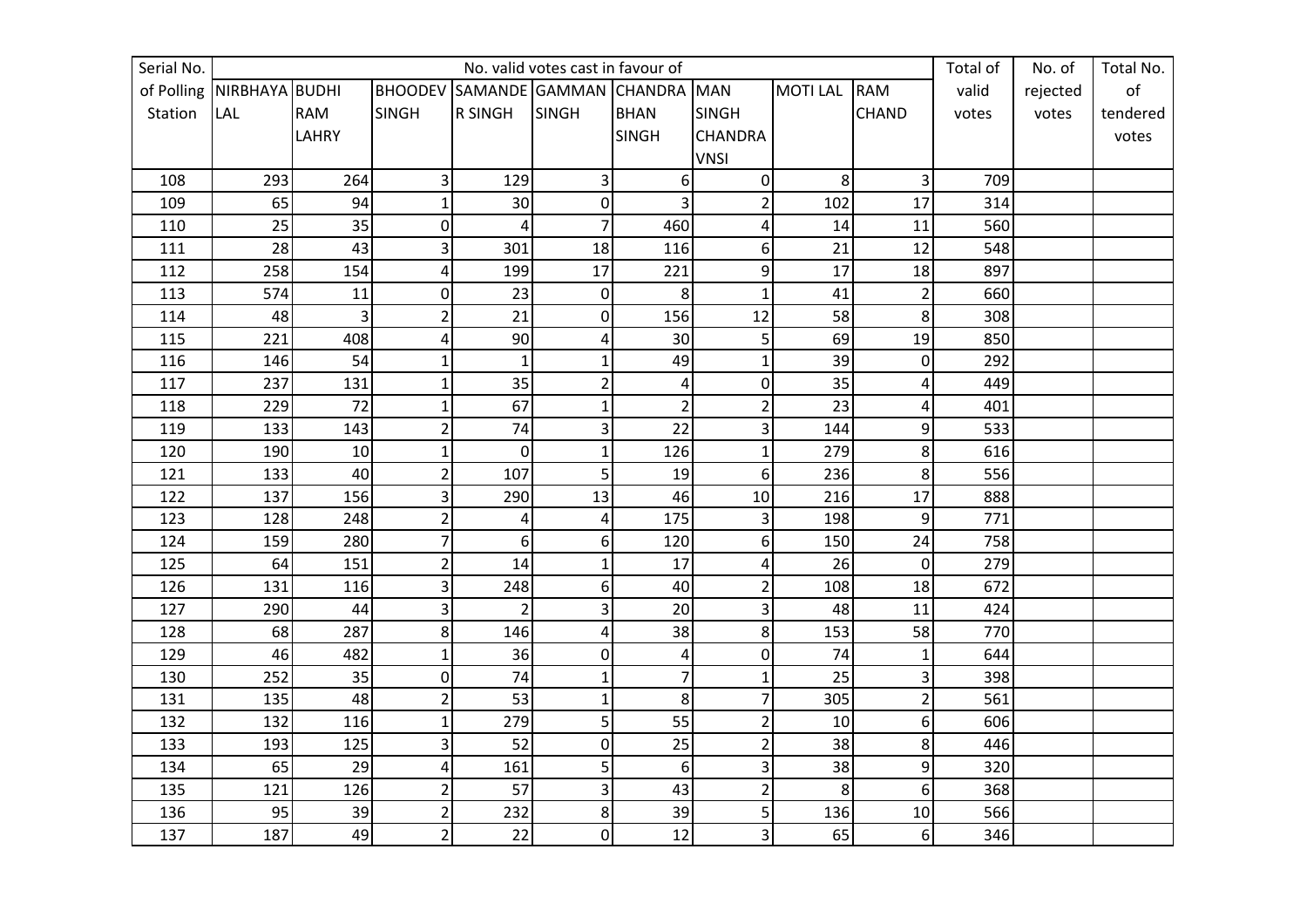| Serial No. of Polling Station | No. valid votes cast in favour of | | | | | | | | | Total of valid votes | No. of rejected votes | Total No. of tendered votes |
|---|---|---|---|---|---|---|---|---|---|---|---|---|
| | NIRBHAYA LAL | BUDHI RAM LAHRY | BHOODEV SINGH | SAMANDER SINGH | GAMMAN SINGH | CHANDRA BHAN SINGH | MAN SINGH CHANDRA VNSI | MOTI LAL | RAM CHAND | | | |
| 108 | 293 | 264 | 3 | 129 | 3 | 6 | 0 | 8 | 3 | 709 | | |
| 109 | 65 | 94 | 1 | 30 | 0 | 3 | 2 | 102 | 17 | 314 | | |
| 110 | 25 | 35 | 0 | 4 | 7 | 460 | 4 | 14 | 11 | 560 | | |
| 111 | 28 | 43 | 3 | 301 | 18 | 116 | 6 | 21 | 12 | 548 | | |
| 112 | 258 | 154 | 4 | 199 | 17 | 221 | 9 | 17 | 18 | 897 | | |
| 113 | 574 | 11 | 0 | 23 | 0 | 8 | 1 | 41 | 2 | 660 | | |
| 114 | 48 | 3 | 2 | 21 | 0 | 156 | 12 | 58 | 8 | 308 | | |
| 115 | 221 | 408 | 4 | 90 | 4 | 30 | 5 | 69 | 19 | 850 | | |
| 116 | 146 | 54 | 1 | 1 | 1 | 49 | 1 | 39 | 0 | 292 | | |
| 117 | 237 | 131 | 1 | 35 | 2 | 4 | 0 | 35 | 4 | 449 | | |
| 118 | 229 | 72 | 1 | 67 | 1 | 2 | 2 | 23 | 4 | 401 | | |
| 119 | 133 | 143 | 2 | 74 | 3 | 22 | 3 | 144 | 9 | 533 | | |
| 120 | 190 | 10 | 1 | 0 | 1 | 126 | 1 | 279 | 8 | 616 | | |
| 121 | 133 | 40 | 2 | 107 | 5 | 19 | 6 | 236 | 8 | 556 | | |
| 122 | 137 | 156 | 3 | 290 | 13 | 46 | 10 | 216 | 17 | 888 | | |
| 123 | 128 | 248 | 2 | 4 | 4 | 175 | 3 | 198 | 9 | 771 | | |
| 124 | 159 | 280 | 7 | 6 | 6 | 120 | 6 | 150 | 24 | 758 | | |
| 125 | 64 | 151 | 2 | 14 | 1 | 17 | 4 | 26 | 0 | 279 | | |
| 126 | 131 | 116 | 3 | 248 | 6 | 40 | 2 | 108 | 18 | 672 | | |
| 127 | 290 | 44 | 3 | 2 | 3 | 20 | 3 | 48 | 11 | 424 | | |
| 128 | 68 | 287 | 8 | 146 | 4 | 38 | 8 | 153 | 58 | 770 | | |
| 129 | 46 | 482 | 1 | 36 | 0 | 4 | 0 | 74 | 1 | 644 | | |
| 130 | 252 | 35 | 0 | 74 | 1 | 7 | 1 | 25 | 3 | 398 | | |
| 131 | 135 | 48 | 2 | 53 | 1 | 8 | 7 | 305 | 2 | 561 | | |
| 132 | 132 | 116 | 1 | 279 | 5 | 55 | 2 | 10 | 6 | 606 | | |
| 133 | 193 | 125 | 3 | 52 | 0 | 25 | 2 | 38 | 8 | 446 | | |
| 134 | 65 | 29 | 4 | 161 | 5 | 6 | 3 | 38 | 9 | 320 | | |
| 135 | 121 | 126 | 2 | 57 | 3 | 43 | 2 | 8 | 6 | 368 | | |
| 136 | 95 | 39 | 2 | 232 | 8 | 39 | 5 | 136 | 10 | 566 | | |
| 137 | 187 | 49 | 2 | 22 | 0 | 12 | 3 | 65 | 6 | 346 | | |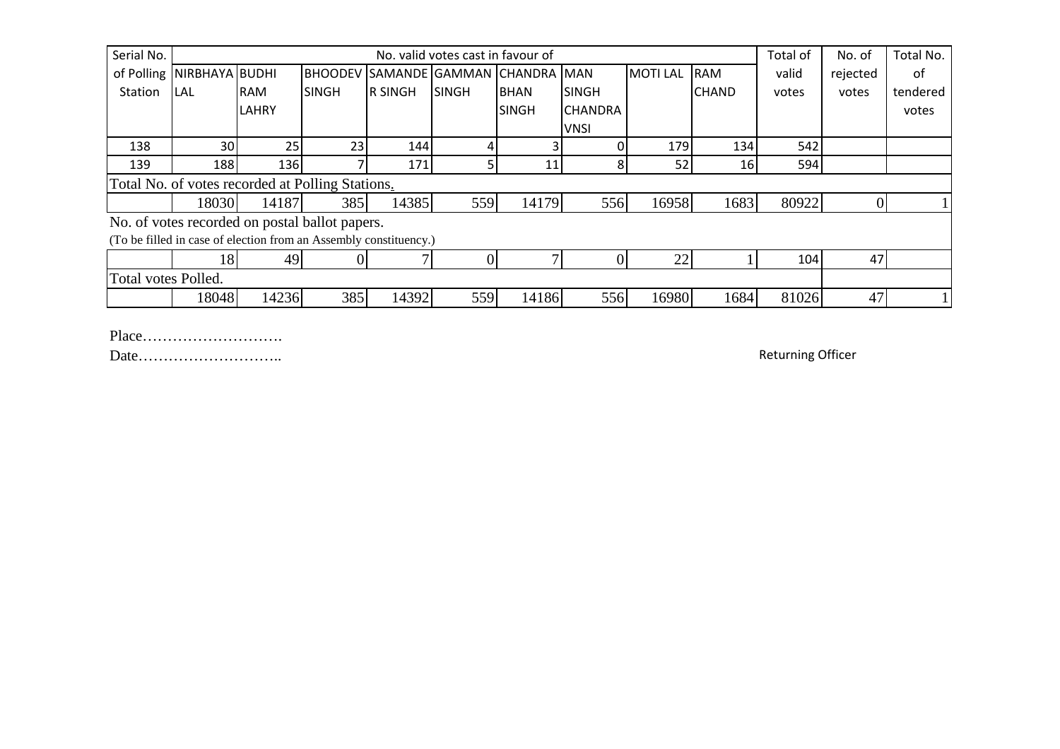| Serial No. of Polling Station | No. valid votes cast in favour of | | | | | | | | | Total of valid votes | No. of rejected votes | Total No. of tendered votes |
|---|---|---|---|---|---|---|---|---|---|---|---|---|
| | NIRBHAYA LAL | BUDHI RAM LAHRY | BHOODEV SINGH | SAMANDER SINGH | GAMMAN SINGH | CHANDRA BHAN SINGH | MAN SINGH CHANDRAVNSI | MOTI LAL | RAM CHAND | | | |
| 138 | 30 | 25 | 23 | 144 | 4 | 3 | 0 | 179 | 134 | 542 | | |
| 139 | 188 | 136 | 7 | 171 | 5 | 11 | 8 | 52 | 16 | 594 | | |
| Total No. of votes recorded at Polling Stations. | | | | | | | | | | | | |
| | 18030 | 14187 | 385 | 14385 | 559 | 14179 | 556 | 16958 | 1683 | 80922 | 0 | 1 |
| No. of votes recorded on postal ballot papers. (To be filled in case of election from an Assembly constituency.) | | | | | | | | | | | | |
| | 18 | 49 | 0 | 7 | 0 | 7 | 0 | 22 | 1 | 104 | 47 | |
| Total votes Polled. | | | | | | | | | | | | |
| | 18048 | 14236 | 385 | 14392 | 559 | 14186 | 556 | 16980 | 1684 | 81026 | 47 | 1 |

Place……………………….

Date………………………..

Returning Officer